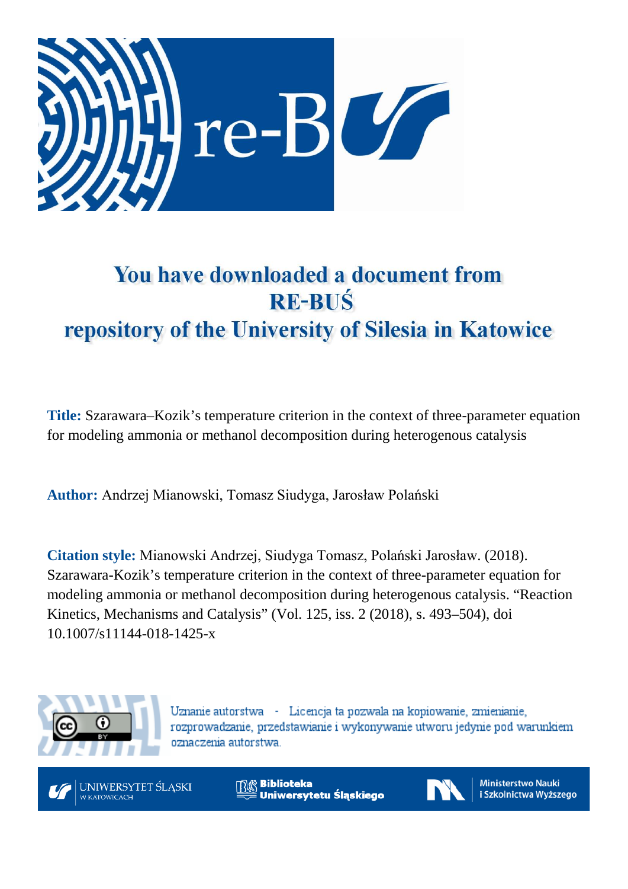# You have downloaded a document from RE-BUŚ repository of the University of Silesia in Katowice

**Title:** Szarawara–Kozik's temperature criterion in the context of three-parameter equation for modeling ammonia or methanol decomposition during heterogenous catalysis

**Author:** Andrzej Mianowski, Tomasz Siudyga, Jarosław Polański

**Citation style:** Mianowski Andrzej, Siudyga Tomasz, Polański Jarosław. (2018). Szarawara-Kozik's temperature criterion in the context of three-parameter equation for modeling ammonia or methanol decomposition during heterogenous catalysis. "Reaction Kinetics, Mechanisms and Catalysis" (Vol. 125, iss. 2 (2018), s. 493–504), doi 10.1007/s11144-018-1425-x

Uznanie autorstwa - Licencja ta pozwala na kopiowanie, zmienianie, rozprowadzanie, przedstawianie i wykonywanie utworu jedynie pod warunkiem oznaczenia autorstwa.

UNIWERSYTET ŚLĄSKI W KATOWICACH

Biblioteka Uniwersytetu Śląskiego

Ministerstwo Nauki i Szkolnictwa Wyższego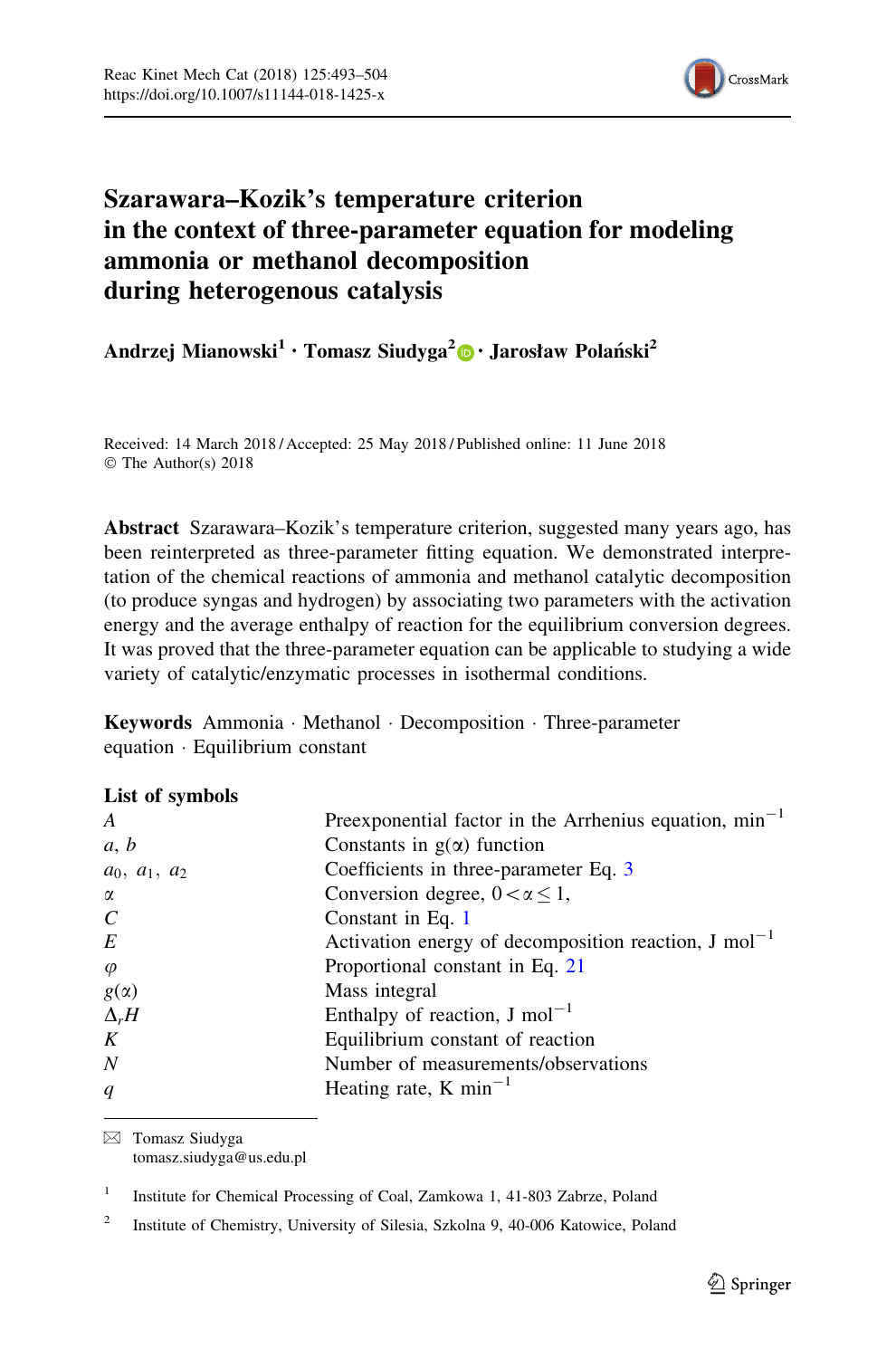# Szarawara–Kozik's temperature criterion in the context of three-parameter equation for modeling ammonia or methanol decomposition during heterogenous catalysis

**Andrzej Mianowski[1] · Tomasz Siudyga[2] · Jarosław Polański[2]**

Received: 14 March 2018 / Accepted: 25 May 2018 / Published online: 11 June 2018
© The Author(s) 2018

**Abstract** Szarawara–Kozik's temperature criterion, suggested many years ago, has been reinterpreted as three-parameter fitting equation. We demonstrated interpretation of the chemical reactions of ammonia and methanol catalytic decomposition (to produce syngas and hydrogen) by associating two parameters with the activation energy and the average enthalpy of reaction for the equilibrium conversion degrees. It was proved that the three-parameter equation can be applicable to studying a wide variety of catalytic/enzymatic processes in isothermal conditions.

**Keywords** Ammonia · Methanol · Decomposition · Three-parameter equation · Equilibrium constant

## List of symbols

| | |
|---|---|
| $A$ | Preexponential factor in the Arrhenius equation, $\text{min}^{-1}$ |
| $a$, $b$ | Constants in $g(\alpha)$ function |
| $a_0$, $a_1$, $a_2$ | Coefficients in three-parameter Eq. 3 |
| $\alpha$ | Conversion degree, $0 < \alpha \leq 1$, |
| $C$ | Constant in Eq. 1 |
| $E$ | Activation energy of decomposition reaction, $\text{J mol}^{-1}$ |
| $\varphi$ | Proportional constant in Eq. 21 |
| $g(\alpha)$ | Mass integral |
| $\Delta_r H$ | Enthalpy of reaction, $\text{J mol}^{-1}$ |
| $K$ | Equilibrium constant of reaction |
| $N$ | Number of measurements/observations |
| $q$ | Heating rate, $\text{K min}^{-1}$ |

✉ Tomasz Siudyga
tomasz.siudyga@us.edu.pl

[1] Institute for Chemical Processing of Coal, Zamkowa 1, 41-803 Zabrze, Poland

[2] Institute of Chemistry, University of Silesia, Szkolna 9, 40-006 Katowice, Poland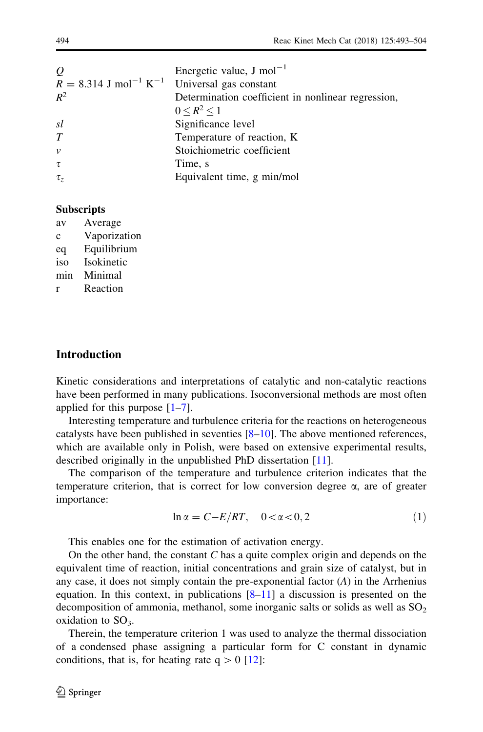| | |
|---|---|
| $Q$ | Energetic value, J $mol^{-1}$ |
| $R = 8.314$ J $mol^{-1}$ $K^{-1}$ | Universal gas constant |
| $R^2$ | Determination coefficient in nonlinear regression, $0 \leq R^2 \leq 1$ |
| *sl* | Significance level |
| $T$ | Temperature of reaction, K |
| $v$ | Stoichiometric coefficient |
| $\tau$ | Time, s |
| $\tau_z$ | Equivalent time, g min/mol |

### Subscripts

| | |
|---|---|
| av | Average |
| c | Vaporization |
| eq | Equilibrium |
| iso | Isokinetic |
| min | Minimal |
| r | Reaction |

## Introduction

Kinetic considerations and interpretations of catalytic and non-catalytic reactions have been performed in many publications. Isoconversional methods are most often applied for this purpose [1–7].

Interesting temperature and turbulence criteria for the reactions on heterogeneous catalysts have been published in seventies [8–10]. The above mentioned references, which are available only in Polish, were based on extensive experimental results, described originally in the unpublished PhD dissertation [11].

The comparison of the temperature and turbulence criterion indicates that the temperature criterion, that is correct for low conversion degree α, are of greater importance:

$$\ln \alpha = C - E/RT, \quad 0 < \alpha < 0,2 \tag{1}$$

This enables one for the estimation of activation energy.

On the other hand, the constant $C$ has a quite complex origin and depends on the equivalent time of reaction, initial concentrations and grain size of catalyst, but in any case, it does not simply contain the pre-exponential factor ($A$) in the Arrhenius equation. In this context, in publications [8–11] a discussion is presented on the decomposition of ammonia, methanol, some inorganic salts or solids as well as $SO_2$ oxidation to $SO_3$.

Therein, the temperature criterion 1 was used to analyze the thermal dissociation of a condensed phase assigning a particular form for C constant in dynamic conditions, that is, for heating rate $q > 0$ [12]: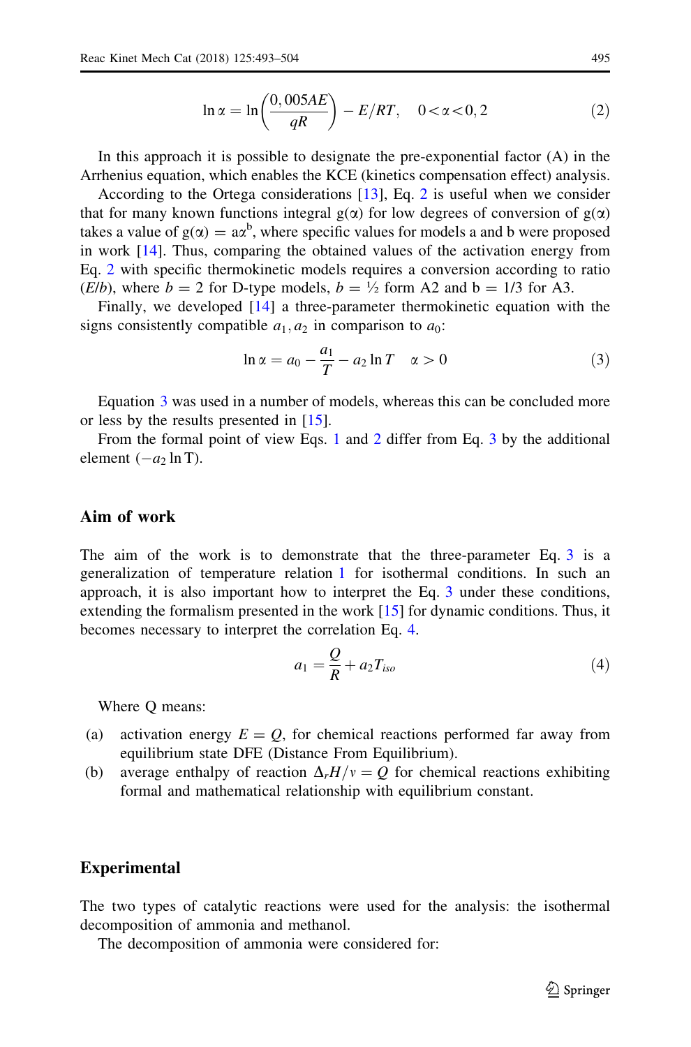$$\ln \alpha = \ln\left(\frac{0,005AE}{qR}\right) - E/RT, \quad 0 < \alpha < 0,2 \tag{2}$$

In this approach it is possible to designate the pre-exponential factor (A) in the Arrhenius equation, which enables the KCE (kinetics compensation effect) analysis.

According to the Ortega considerations [13], Eq. 2 is useful when we consider that for many known functions integral g(α) for low degrees of conversion of g(α) takes a value of $g(\alpha) = a\alpha^{b}$, where specific values for models a and b were proposed in work [14]. Thus, comparing the obtained values of the activation energy from Eq. 2 with specific thermokinetic models requires a conversion according to ratio ($E/b$), where $b = 2$ for D-type models, $b = ½$ form A2 and b = 1/3 for A3.

Finally, we developed [14] a three-parameter thermokinetic equation with the signs consistently compatible $a_1, a_2$ in comparison to $a_0$:

$$\ln \alpha = a_0 - \frac{a_1}{T} - a_2 \ln T \quad \alpha > 0 \tag{3}$$

Equation 3 was used in a number of models, whereas this can be concluded more or less by the results presented in [15].

From the formal point of view Eqs. 1 and 2 differ from Eq. 3 by the additional element ($-a_2 \ln \mathrm{T}$).

## Aim of work

The aim of the work is to demonstrate that the three-parameter Eq. 3 is a generalization of temperature relation 1 for isothermal conditions. In such an approach, it is also important how to interpret the Eq. 3 under these conditions, extending the formalism presented in the work [15] for dynamic conditions. Thus, it becomes necessary to interpret the correlation Eq. 4.

$$a_1 = \frac{Q}{R} + a_2 T_{iso} \tag{4}$$

Where Q means:

(a) activation energy $E = Q$, for chemical reactions performed far away from equilibrium state DFE (Distance From Equilibrium).

(b) average enthalpy of reaction $\Delta_r H/v = Q$ for chemical reactions exhibiting formal and mathematical relationship with equilibrium constant.

## Experimental

The two types of catalytic reactions were used for the analysis: the isothermal decomposition of ammonia and methanol.

The decomposition of ammonia were considered for: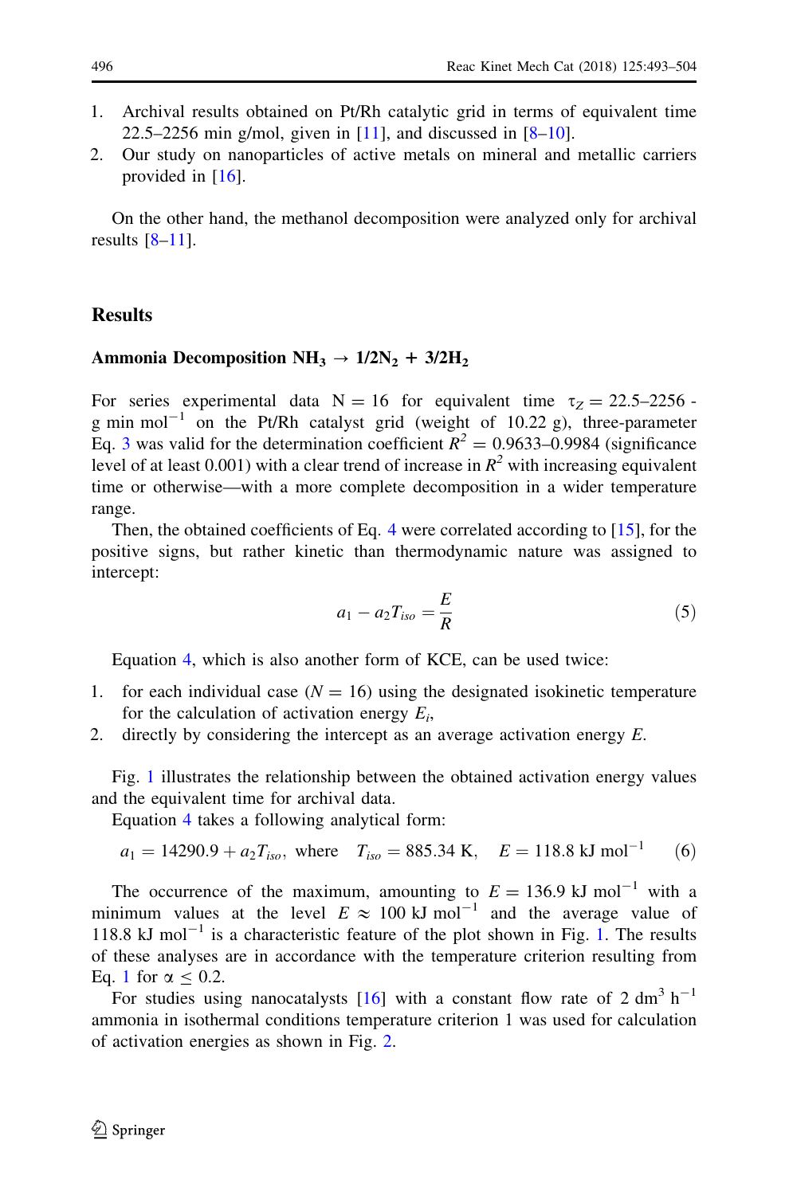1. Archival results obtained on Pt/Rh catalytic grid in terms of equivalent time 22.5–2256 min g/mol, given in [11], and discussed in [8–10].
2. Our study on nanoparticles of active metals on mineral and metallic carriers provided in [16].

On the other hand, the methanol decomposition were analyzed only for archival results [8–11].

## Results

### Ammonia Decomposition $NH_3 \rightarrow 1/2N_2 + 3/2H_2$

For series experimental data N = 16 for equivalent time $\tau_Z = 22.5$–$2256$ g min mol$^{-1}$ on the Pt/Rh catalyst grid (weight of 10.22 g), three-parameter Eq. 3 was valid for the determination coefficient $R^2 = 0.9633$–$0.9984$ (significance level of at least 0.001) with a clear trend of increase in $R^2$ with increasing equivalent time or otherwise—with a more complete decomposition in a wider temperature range.

Then, the obtained coefficients of Eq. 4 were correlated according to [15], for the positive signs, but rather kinetic than thermodynamic nature was assigned to intercept:

$$a_1 - a_2 T_{iso} = \frac{E}{R} \tag{5}$$

Equation 4, which is also another form of KCE, can be used twice:

1. for each individual case ($N = 16$) using the designated isokinetic temperature for the calculation of activation energy $E_i$,
2. directly by considering the intercept as an average activation energy $E$.

Fig. 1 illustrates the relationship between the obtained activation energy values and the equivalent time for archival data.

Equation 4 takes a following analytical form:

$$a_1 = 14290.9 + a_2 T_{iso}, \text{ where } \quad T_{iso} = 885.34\ \text{K}, \quad E = 118.8\ \text{kJ mol}^{-1} \tag{6}$$

The occurrence of the maximum, amounting to $E = 136.9$ kJ mol$^{-1}$ with a minimum values at the level $E \approx 100$ kJ mol$^{-1}$ and the average value of 118.8 kJ mol$^{-1}$ is a characteristic feature of the plot shown in Fig. 1. The results of these analyses are in accordance with the temperature criterion resulting from Eq. 1 for $\alpha \leq 0.2$.

For studies using nanocatalysts [16] with a constant flow rate of 2 dm$^3$ h$^{-1}$ ammonia in isothermal conditions temperature criterion 1 was used for calculation of activation energies as shown in Fig. 2.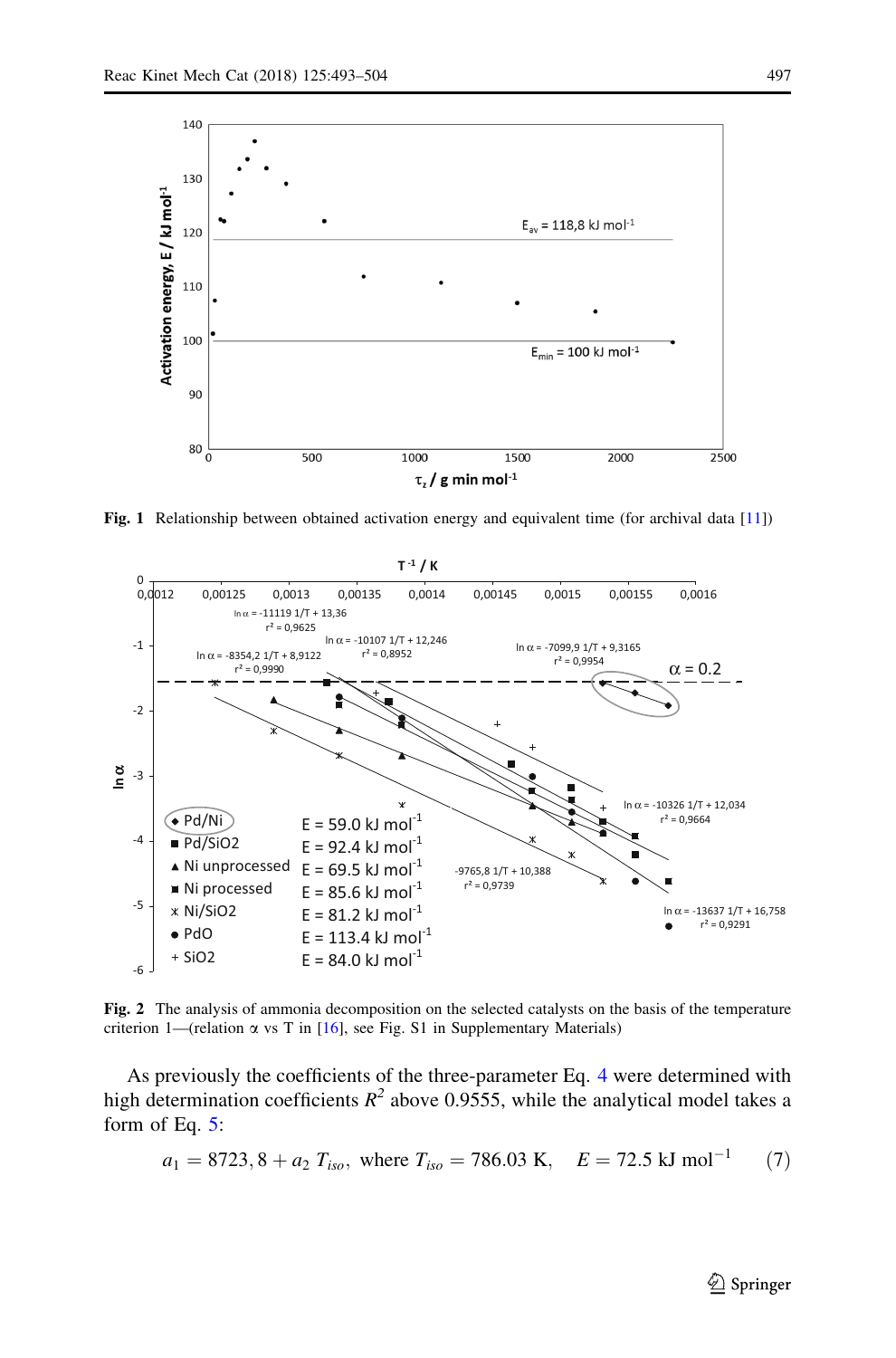Fig. 1 Relationship between obtained activation energy and equivalent time (for archival data [11])

Fig. 2 The analysis of ammonia decomposition on the selected catalysts on the basis of the temperature criterion 1—(relation α vs T in [16], see Fig. S1 in Supplementary Materials)

As previously the coefficients of the three-parameter Eq. 4 were determined with high determination coefficients $R^2$ above 0.9555, while the analytical model takes a form of Eq. 5:

$$a_1 = 8723,8 + a_2\ T_{iso},\ \text{where}\ T_{iso} = 786.03\ \text{K},\quad E = 72.5\ \text{kJ mol}^{-1} \tag{7}$$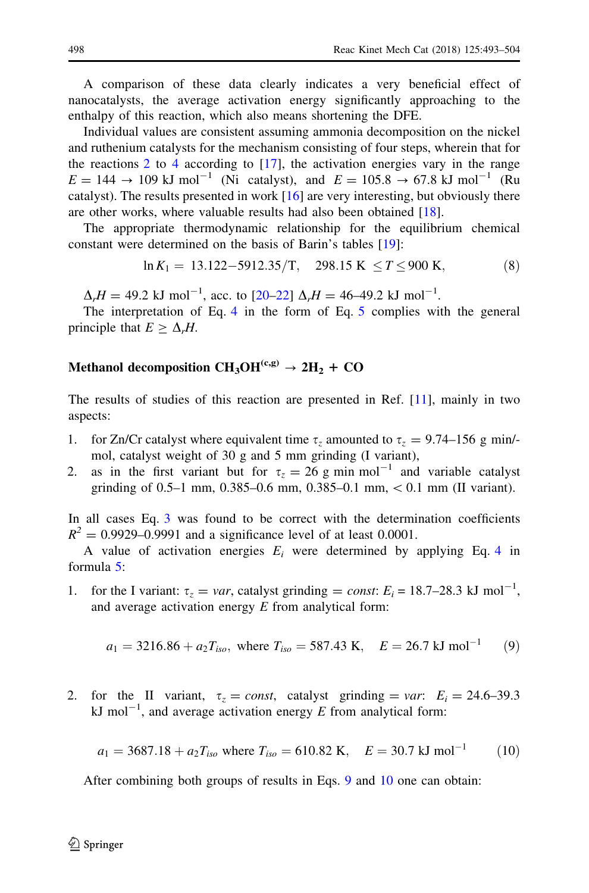A comparison of these data clearly indicates a very beneficial effect of nanocatalysts, the average activation energy significantly approaching to the enthalpy of this reaction, which also means shortening the DFE.

Individual values are consistent assuming ammonia decomposition on the nickel and ruthenium catalysts for the mechanism consisting of four steps, wherein that for the reactions 2 to 4 according to [17], the activation energies vary in the range $E = 144 \rightarrow 109$ kJ mol$^{-1}$ (Ni catalyst), and $E = 105.8 \rightarrow 67.8$ kJ mol$^{-1}$ (Ru catalyst). The results presented in work [16] are very interesting, but obviously there are other works, where valuable results had also been obtained [18].

The appropriate thermodynamic relationship for the equilibrium chemical constant were determined on the basis of Barin's tables [19]:

$$\ln K_1 = 13.122 - 5912.35/\mathrm{T}, \quad 298.15\ \mathrm{K} \leq T \leq 900\ \mathrm{K}, \tag{8}$$

$\Delta_r H = 49.2$ kJ mol$^{-1}$, acc. to [20–22] $\Delta_r H = 46$–$49.2$ kJ mol$^{-1}$.

The interpretation of Eq. 4 in the form of Eq. 5 complies with the general principle that $E \geq \Delta_r H$.

## Methanol decomposition $CH_3OH^{(c,g)} \rightarrow 2H_2 + CO$

The results of studies of this reaction are presented in Ref. [11], mainly in two aspects:

1. for Zn/Cr catalyst where equivalent time $\tau_z$ amounted to $\tau_z = 9.74$–$156$ g min/mol, catalyst weight of 30 g and 5 mm grinding (I variant),
2. as in the first variant but for $\tau_z = 26$ g min mol$^{-1}$ and variable catalyst grinding of 0.5–1 mm, 0.385–0.6 mm, 0.385–0.1 mm, < 0.1 mm (II variant).

In all cases Eq. 3 was found to be correct with the determination coefficients $R^2 = 0.9929$–$0.9991$ and a significance level of at least 0.0001.

A value of activation energies $E_i$ were determined by applying Eq. 4 in formula 5:

1. for the I variant: $\tau_z = var$, catalyst grinding = *const*: $E_i = 18.7$–$28.3$ kJ mol$^{-1}$, and average activation energy $E$ from analytical form:

$$a_1 = 3216.86 + a_2 T_{iso}, \text{ where } T_{iso} = 587.43\ \mathrm{K}, \quad E = 26.7\ \mathrm{kJ\ mol^{-1}} \tag{9}$$

2. for the II variant, $\tau_z = const$, catalyst grinding = *var*: $E_i = 24.6$–$39.3$ kJ mol$^{-1}$, and average activation energy $E$ from analytical form:

$$a_1 = 3687.18 + a_2 T_{iso} \text{ where } T_{iso} = 610.82\ \mathrm{K}, \quad E = 30.7\ \mathrm{kJ\ mol^{-1}} \tag{10}$$

After combining both groups of results in Eqs. 9 and 10 one can obtain: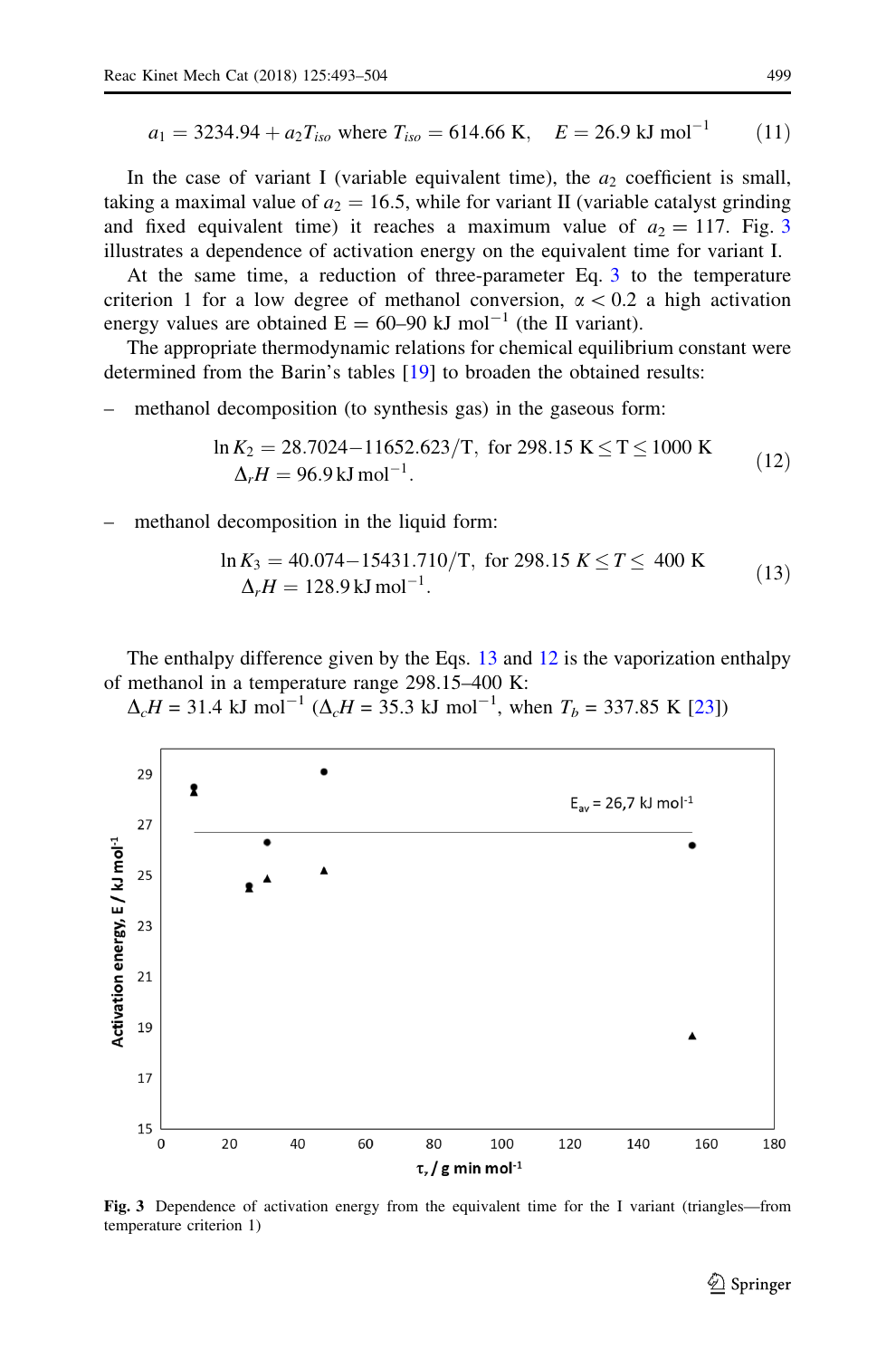$$a_1 = 3234.94 + a_2 T_{iso} \text{ where } T_{iso} = 614.66 \text{ K}, \quad E = 26.9 \text{ kJ mol}^{-1} \tag{11}$$

In the case of variant I (variable equivalent time), the $a_2$ coefficient is small, taking a maximal value of $a_2 = 16.5$, while for variant II (variable catalyst grinding and fixed equivalent time) it reaches a maximum value of $a_2 = 117$. Fig. 3 illustrates a dependence of activation energy on the equivalent time for variant I.

At the same time, a reduction of three-parameter Eq. 3 to the temperature criterion 1 for a low degree of methanol conversion, $\alpha < 0.2$ a high activation energy values are obtained E = 60–90 kJ mol$^{-1}$ (the II variant).

The appropriate thermodynamic relations for chemical equilibrium constant were determined from the Barin's tables [19] to broaden the obtained results:

– methanol decomposition (to synthesis gas) in the gaseous form:

$$\begin{aligned} &\ln K_2 = 28.7024 - 11652.623/T, \text{ for } 298.15 \text{ K} \le T \le 1000 \text{ K} \\ &\Delta_r H = 96.9 \text{ kJ mol}^{-1}. \end{aligned} \tag{12}$$

– methanol decomposition in the liquid form:

$$\begin{aligned} &\ln K_3 = 40.074 - 15431.710/T, \text{ for } 298.15 \text{ K} \le T \le 400 \text{ K} \\ &\Delta_r H = 128.9 \text{ kJ mol}^{-1}. \end{aligned} \tag{13}$$

The enthalpy difference given by the Eqs. 13 and 12 is the vaporization enthalpy of methanol in a temperature range 298.15–400 K:

$\Delta_c H = 31.4$ kJ mol$^{-1}$ ($\Delta_c H = 35.3$ kJ mol$^{-1}$, when $T_b = 337.85$ K [23])

Fig. 3 Dependence of activation energy from the equivalent time for the I variant (triangles—from temperature criterion 1)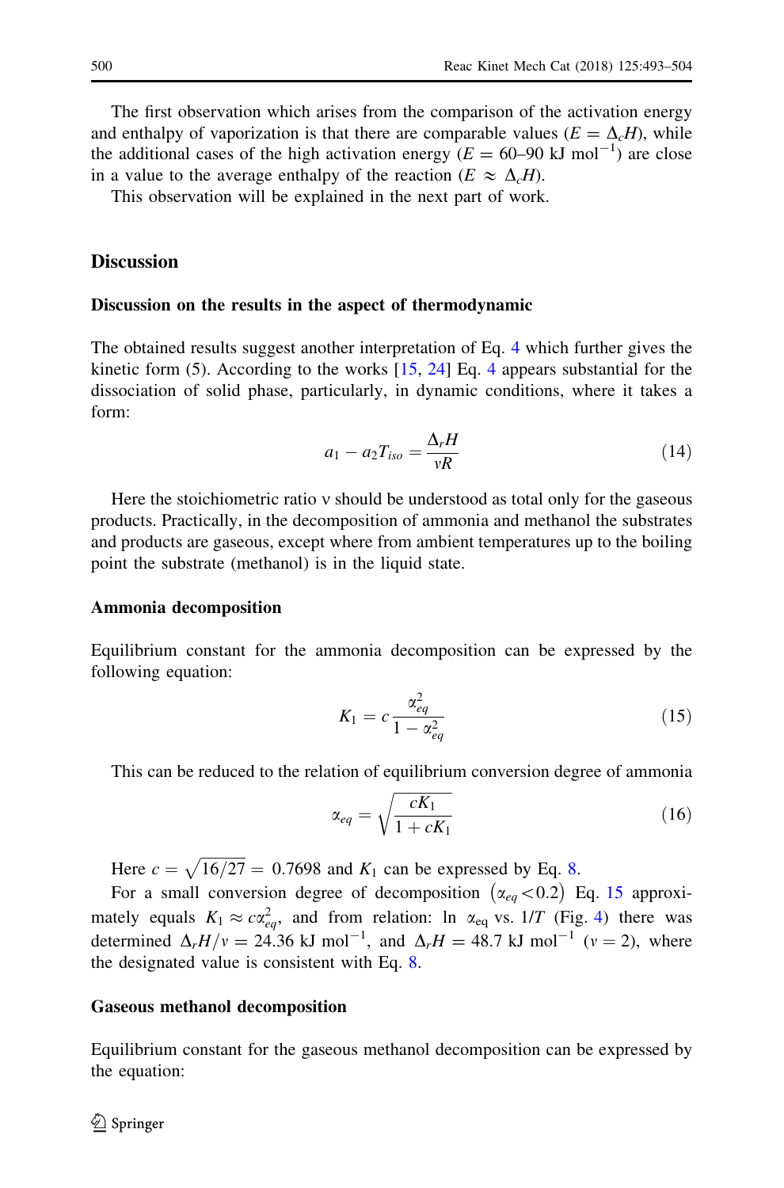The first observation which arises from the comparison of the activation energy and enthalpy of vaporization is that there are comparable values ($E = \Delta_c H$), while the additional cases of the high activation energy ($E = 60$–$90$ kJ mol$^{-1}$) are close in a value to the average enthalpy of the reaction ($E \approx \Delta_c H$).

This observation will be explained in the next part of work.

## Discussion

### Discussion on the results in the aspect of thermodynamic

The obtained results suggest another interpretation of Eq. 4 which further gives the kinetic form (5). According to the works [15, 24] Eq. 4 appears substantial for the dissociation of solid phase, particularly, in dynamic conditions, where it takes a form:

$$a_1 - a_2 T_{iso} = \frac{\Delta_r H}{\nu R} \tag{14}$$

Here the stoichiometric ratio ν should be understood as total only for the gaseous products. Practically, in the decomposition of ammonia and methanol the substrates and products are gaseous, except where from ambient temperatures up to the boiling point the substrate (methanol) is in the liquid state.

### Ammonia decomposition

Equilibrium constant for the ammonia decomposition can be expressed by the following equation:

$$K_1 = c\frac{\alpha_{eq}^2}{1 - \alpha_{eq}^2} \tag{15}$$

This can be reduced to the relation of equilibrium conversion degree of ammonia

$$\alpha_{eq} = \sqrt{\frac{cK_1}{1 + cK_1}} \tag{16}$$

Here $c = \sqrt{16/27} = 0.7698$ and $K_1$ can be expressed by Eq. 8.

For a small conversion degree of decomposition $\left(\alpha_{eq} < 0.2\right)$ Eq. 15 approximately equals $K_1 \approx c\alpha_{eq}^2$, and from relation: ln $\alpha_{eq}$ vs. $1/T$ (Fig. 4) there was determined $\Delta_r H/\nu = 24.36$ kJ mol$^{-1}$, and $\Delta_r H = 48.7$ kJ mol$^{-1}$ ($\nu = 2$), where the designated value is consistent with Eq. 8.

### Gaseous methanol decomposition

Equilibrium constant for the gaseous methanol decomposition can be expressed by the equation: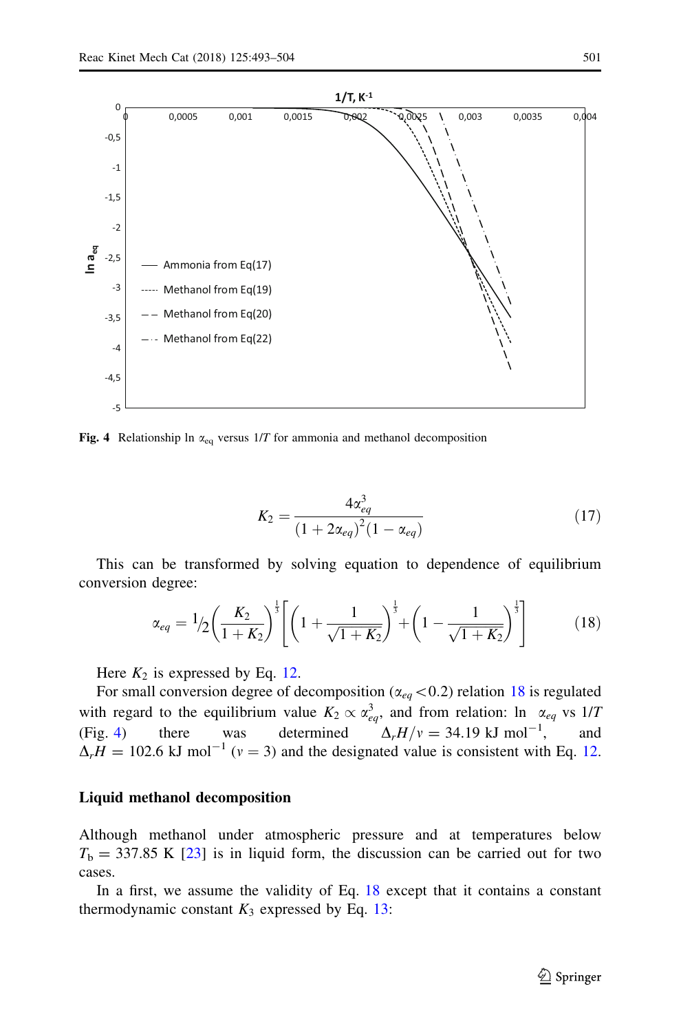Fig. 4 Relationship ln $\alpha_{eq}$ versus $1/T$ for ammonia and methanol decomposition

$$K_2 = \frac{4\alpha_{eq}^3}{(1 + 2\alpha_{eq})^2(1 - \alpha_{eq})} \tag{17}$$

This can be transformed by solving equation to dependence of equilibrium conversion degree:

$$\alpha_{eq} = \frac{1}{2}\left(\frac{K_2}{1 + K_2}\right)^{\frac{1}{3}}\left[\left(1 + \frac{1}{\sqrt{1 + K_2}}\right)^{\frac{1}{3}} + \left(1 - \frac{1}{\sqrt{1 + K_2}}\right)^{\frac{1}{3}}\right] \tag{18}$$

Here $K_2$ is expressed by Eq. 12.

For small conversion degree of decomposition ($\alpha_{eq} < 0.2$) relation 18 is regulated with regard to the equilibrium value $K_2 \propto \alpha_{eq}^3$, and from relation: ln $\alpha_{eq}$ vs $1/T$ (Fig. 4) there was determined $\Delta_r H/v = 34.19$ kJ mol$^{-1}$, and $\Delta_r H = 102.6$ kJ mol$^{-1}$ ($v = 3$) and the designated value is consistent with Eq. 12.

## Liquid methanol decomposition

Although methanol under atmospheric pressure and at temperatures below $T_b = 337.85$ K [23] is in liquid form, the discussion can be carried out for two cases.

In a first, we assume the validity of Eq. 18 except that it contains a constant thermodynamic constant $K_3$ expressed by Eq. 13: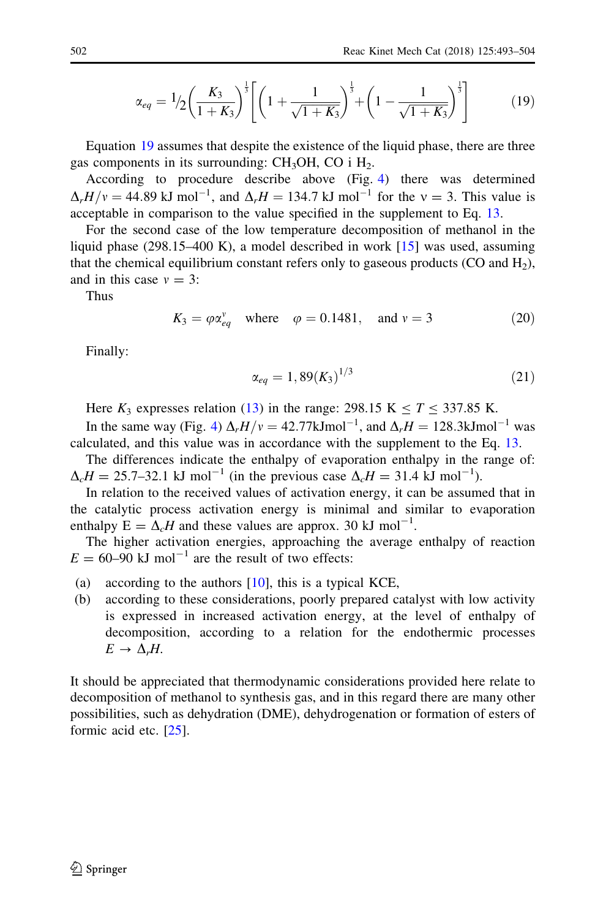$$\alpha_{eq} = {}^1\!/_2\left(\frac{K_3}{1+K_3}\right)^{\frac{1}{3}}\left[\left(1+\frac{1}{\sqrt{1+K_3}}\right)^{\frac{1}{3}}+\left(1-\frac{1}{\sqrt{1+K_3}}\right)^{\frac{1}{3}}\right] \tag{19}$$

Equation 19 assumes that despite the existence of the liquid phase, there are three gas components in its surrounding: $CH_3OH$, CO i $H_2$.

According to procedure describe above (Fig. 4) there was determined $\Delta_r H/v = 44.89$ kJ mol$^{-1}$, and $\Delta_r H = 134.7$ kJ mol$^{-1}$ for the $\nu = 3$. This value is acceptable in comparison to the value specified in the supplement to Eq. 13.

For the second case of the low temperature decomposition of methanol in the liquid phase (298.15–400 K), a model described in work [15] was used, assuming that the chemical equilibrium constant refers only to gaseous products (CO and $H_2$), and in this case $v = 3$:

Thus

$$K_3 = \varphi\alpha_{eq}^{v} \quad \text{where} \quad \varphi = 0.1481, \quad \text{and } v = 3 \tag{20}$$

Finally:

$$\alpha_{eq} = 1,89(K_3)^{1/3} \tag{21}$$

Here $K_3$ expresses relation (13) in the range: 298.15 K $\leq T \leq$ 337.85 K.

In the same way (Fig. 4) $\Delta_r H/v = 42.77$kJmol$^{-1}$, and $\Delta_r H = 128.3$kJmol$^{-1}$ was calculated, and this value was in accordance with the supplement to the Eq. 13.

The differences indicate the enthalpy of evaporation enthalpy in the range of: $\Delta_c H = 25.7$–$32.1$ kJ mol$^{-1}$ (in the previous case $\Delta_c H = 31.4$ kJ mol$^{-1}$).

In relation to the received values of activation energy, it can be assumed that in the catalytic process activation energy is minimal and similar to evaporation enthalpy $E = \Delta_c H$ and these values are approx. 30 kJ mol$^{-1}$.

The higher activation energies, approaching the average enthalpy of reaction $E = 60$–$90$ kJ mol$^{-1}$ are the result of two effects:

(a) according to the authors [10], this is a typical KCE,

(b) according to these considerations, poorly prepared catalyst with low activity is expressed in increased activation energy, at the level of enthalpy of decomposition, according to a relation for the endothermic processes $E \rightarrow \Delta_r H$.

It should be appreciated that thermodynamic considerations provided here relate to decomposition of methanol to synthesis gas, and in this regard there are many other possibilities, such as dehydration (DME), dehydrogenation or formation of esters of formic acid etc. [25].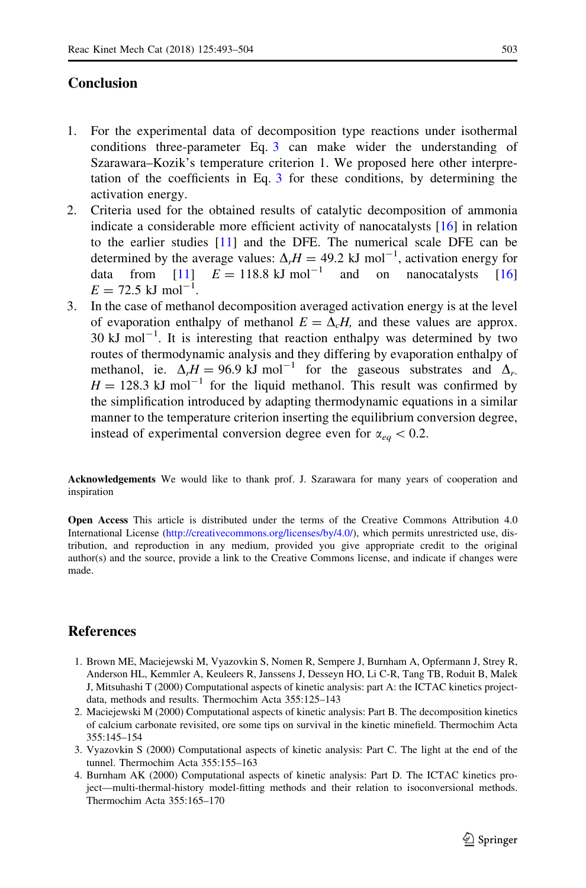## Conclusion

1. For the experimental data of decomposition type reactions under isothermal conditions three-parameter Eq. 3 can make wider the understanding of Szarawara–Kozik's temperature criterion 1. We proposed here other interpretation of the coefficients in Eq. 3 for these conditions, by determining the activation energy.
2. Criteria used for the obtained results of catalytic decomposition of ammonia indicate a considerable more efficient activity of nanocatalysts [16] in relation to the earlier studies [11] and the DFE. The numerical scale DFE can be determined by the average values: $\Delta_r H = 49.2$ kJ mol$^{-1}$, activation energy for data from [11] $E = 118.8$ kJ mol$^{-1}$ and on nanocatalysts [16] $E = 72.5$ kJ mol$^{-1}$.
3. In the case of methanol decomposition averaged activation energy is at the level of evaporation enthalpy of methanol $E = \Delta_c H$, and these values are approx. 30 kJ mol$^{-1}$. It is interesting that reaction enthalpy was determined by two routes of thermodynamic analysis and they differing by evaporation enthalpy of methanol, ie. $\Delta_r H = 96.9$ kJ mol$^{-1}$ for the gaseous substrates and $\Delta_r H = 128.3$ kJ mol$^{-1}$ for the liquid methanol. This result was confirmed by the simplification introduced by adapting thermodynamic equations in a similar manner to the temperature criterion inserting the equilibrium conversion degree, instead of experimental conversion degree even for $\alpha_{eq} < 0.2$.

**Acknowledgements** We would like to thank prof. J. Szarawara for many years of cooperation and inspiration

**Open Access** This article is distributed under the terms of the Creative Commons Attribution 4.0 International License (http://creativecommons.org/licenses/by/4.0/), which permits unrestricted use, distribution, and reproduction in any medium, provided you give appropriate credit to the original author(s) and the source, provide a link to the Creative Commons license, and indicate if changes were made.

## References

1. Brown ME, Maciejewski M, Vyazovkin S, Nomen R, Sempere J, Burnham A, Opfermann J, Strey R, Anderson HL, Kemmler A, Keuleers R, Janssens J, Desseyn HO, Li C-R, Tang TB, Roduit B, Malek J, Mitsuhashi T (2000) Computational aspects of kinetic analysis: part A: the ICTAC kinetics project-data, methods and results. Thermochim Acta 355:125–143
2. Maciejewski M (2000) Computational aspects of kinetic analysis: Part B. The decomposition kinetics of calcium carbonate revisited, ore some tips on survival in the kinetic minefield. Thermochim Acta 355:145–154
3. Vyazovkin S (2000) Computational aspects of kinetic analysis: Part C. The light at the end of the tunnel. Thermochim Acta 355:155–163
4. Burnham AK (2000) Computational aspects of kinetic analysis: Part D. The ICTAC kinetics project—multi-thermal-history model-fitting methods and their relation to isoconversional methods. Thermochim Acta 355:165–170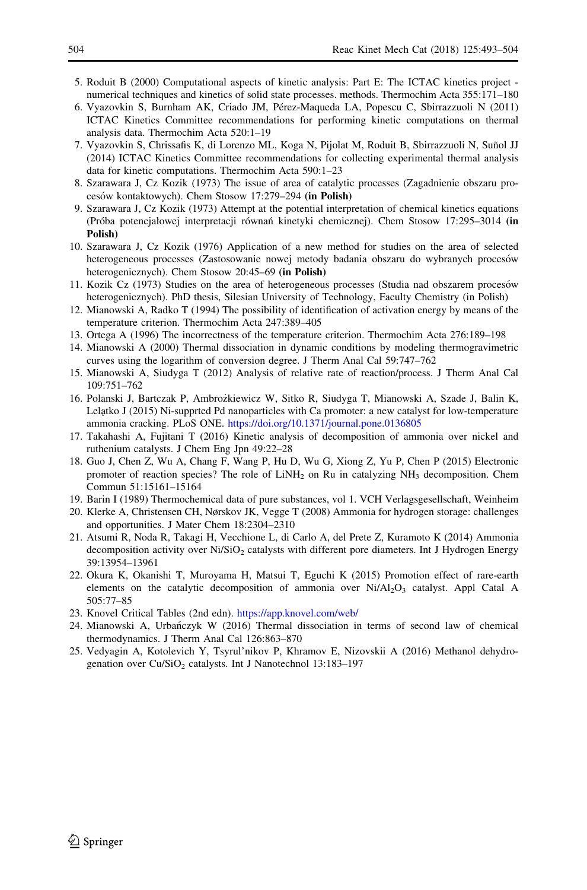5. Roduit B (2000) Computational aspects of kinetic analysis: Part E: The ICTAC kinetics project - numerical techniques and kinetics of solid state processes. methods. Thermochim Acta 355:171–180
6. Vyazovkin S, Burnham AK, Criado JM, Pérez-Maqueda LA, Popescu C, Sbirrazzuoli N (2011) ICTAC Kinetics Committee recommendations for performing kinetic computations on thermal analysis data. Thermochim Acta 520:1–19
7. Vyazovkin S, Chrissafis K, di Lorenzo ML, Koga N, Pijolat M, Roduit B, Sbirrazzuoli N, Suñol JJ (2014) ICTAC Kinetics Committee recommendations for collecting experimental thermal analysis data for kinetic computations. Thermochim Acta 590:1–23
8. Szarawara J, Cz Kozik (1973) The issue of area of catalytic processes (Zagadnienie obszaru procesów kontaktowych). Chem Stosow 17:279–294 **(in Polish)**
9. Szarawara J, Cz Kozik (1973) Attempt at the potential interpretation of chemical kinetics equations (Próba potencjałowej interpretacji równań kinetyki chemicznej). Chem Stosow 17:295–3014 **(in Polish)**
10. Szarawara J, Cz Kozik (1976) Application of a new method for studies on the area of selected heterogeneous processes (Zastosowanie nowej metody badania obszaru do wybranych procesów heterogenicznych). Chem Stosow 20:45–69 **(in Polish)**
11. Kozik Cz (1973) Studies on the area of heterogeneous processes (Studia nad obszarem procesów heterogenicznych). PhD thesis, Silesian University of Technology, Faculty Chemistry (in Polish)
12. Mianowski A, Radko T (1994) The possibility of identification of activation energy by means of the temperature criterion. Thermochim Acta 247:389–405
13. Ortega A (1996) The incorrectness of the temperature criterion. Thermochim Acta 276:189–198
14. Mianowski A (2000) Thermal dissociation in dynamic conditions by modeling thermogravimetric curves using the logarithm of conversion degree. J Therm Anal Cal 59:747–762
15. Mianowski A, Siudyga T (2012) Analysis of relative rate of reaction/process. J Therm Anal Cal 109:751–762
16. Polanski J, Bartczak P, Ambrożkiewicz W, Sitko R, Siudyga T, Mianowski A, Szade J, Balin K, Lelątko J (2015) Ni-supprted Pd nanoparticles with Ca promoter: a new catalyst for low-temperature ammonia cracking. PLoS ONE. https://doi.org/10.1371/journal.pone.0136805
17. Takahashi A, Fujitani T (2016) Kinetic analysis of decomposition of ammonia over nickel and ruthenium catalysts. J Chem Eng Jpn 49:22–28
18. Guo J, Chen Z, Wu A, Chang F, Wang P, Hu D, Wu G, Xiong Z, Yu P, Chen P (2015) Electronic promoter of reaction species? The role of $LiNH_2$ on Ru in catalyzing $NH_3$ decomposition. Chem Commun 51:15161–15164
19. Barin I (1989) Thermochemical data of pure substances, vol 1. VCH Verlagsgesellschaft, Weinheim
20. Klerke A, Christensen CH, Nørskov JK, Vegge T (2008) Ammonia for hydrogen storage: challenges and opportunities. J Mater Chem 18:2304–2310
21. Atsumi R, Noda R, Takagi H, Vecchione L, di Carlo A, del Prete Z, Kuramoto K (2014) Ammonia decomposition activity over $Ni/SiO_2$ catalysts with different pore diameters. Int J Hydrogen Energy 39:13954–13961
22. Okura K, Okanishi T, Muroyama H, Matsui T, Eguchi K (2015) Promotion effect of rare-earth elements on the catalytic decomposition of ammonia over $Ni/Al_2O_3$ catalyst. Appl Catal A 505:77–85
23. Knovel Critical Tables (2nd edn). https://app.knovel.com/web/
24. Mianowski A, Urbańczyk W (2016) Thermal dissociation in terms of second law of chemical thermodynamics. J Therm Anal Cal 126:863–870
25. Vedyagin A, Kotolevich Y, Tsyrul'nikov P, Khramov E, Nizovskii A (2016) Methanol dehydrogenation over $Cu/SiO_2$ catalysts. Int J Nanotechnol 13:183–197